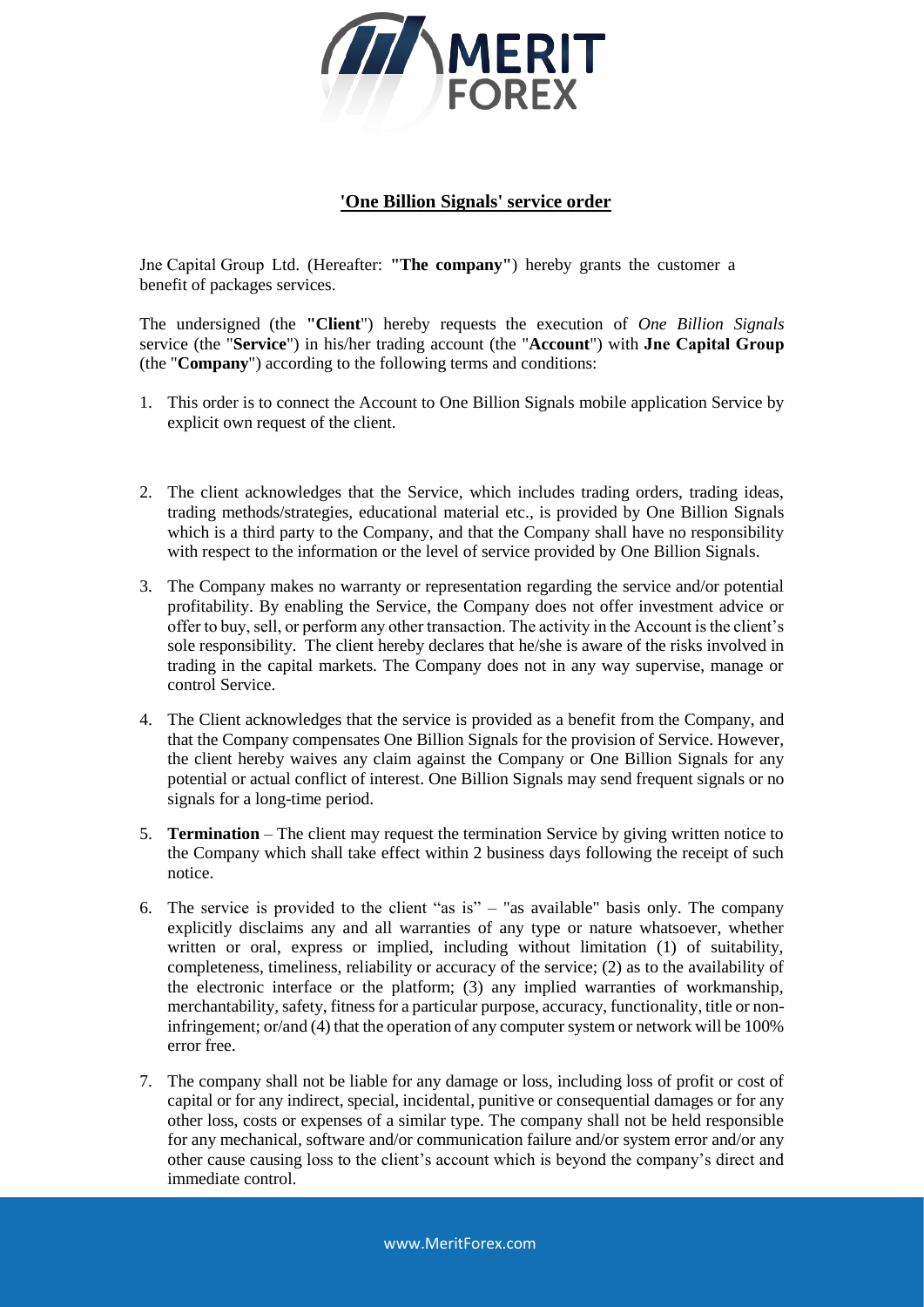## 'One Billion Signals' service order

Jne Capital Group Ltd. (Hereafter: **"The company"**) hereby grants the customer a benefit of packages services.

The undersigned (the **"Client"**) hereby requests the execution of *One Billion Signals* service (the "**Service**") in his/her trading account (the "**Account**") with **Jne Capital Group** (the "**Company**") according to the following terms and conditions:

1. This order is to connect the Account to One Billion Signals mobile application Service by explicit own request of the client.

2. The client acknowledges that the Service, which includes trading orders, trading ideas, trading methods/strategies, educational material etc., is provided by One Billion Signals which is a third party to the Company, and that the Company shall have no responsibility with respect to the information or the level of service provided by One Billion Signals.

3. The Company makes no warranty or representation regarding the service and/or potential profitability. By enabling the Service, the Company does not offer investment advice or offer to buy, sell, or perform any other transaction. The activity in the Account is the client's sole responsibility. The client hereby declares that he/she is aware of the risks involved in trading in the capital markets. The Company does not in any way supervise, manage or control Service.

4. The Client acknowledges that the service is provided as a benefit from the Company, and that the Company compensates One Billion Signals for the provision of Service. However, the client hereby waives any claim against the Company or One Billion Signals for any potential or actual conflict of interest. One Billion Signals may send frequent signals or no signals for a long-time period.

5. **Termination** – The client may request the termination Service by giving written notice to the Company which shall take effect within 2 business days following the receipt of such notice.

6. The service is provided to the client "as is" – "as available" basis only. The company explicitly disclaims any and all warranties of any type or nature whatsoever, whether written or oral, express or implied, including without limitation (1) of suitability, completeness, timeliness, reliability or accuracy of the service; (2) as to the availability of the electronic interface or the platform; (3) any implied warranties of workmanship, merchantability, safety, fitness for a particular purpose, accuracy, functionality, title or non-infringement; or/and (4) that the operation of any computer system or network will be 100% error free.

7. The company shall not be liable for any damage or loss, including loss of profit or cost of capital or for any indirect, special, incidental, punitive or consequential damages or for any other loss, costs or expenses of a similar type. The company shall not be held responsible for any mechanical, software and/or communication failure and/or system error and/or any other cause causing loss to the client's account which is beyond the company's direct and immediate control.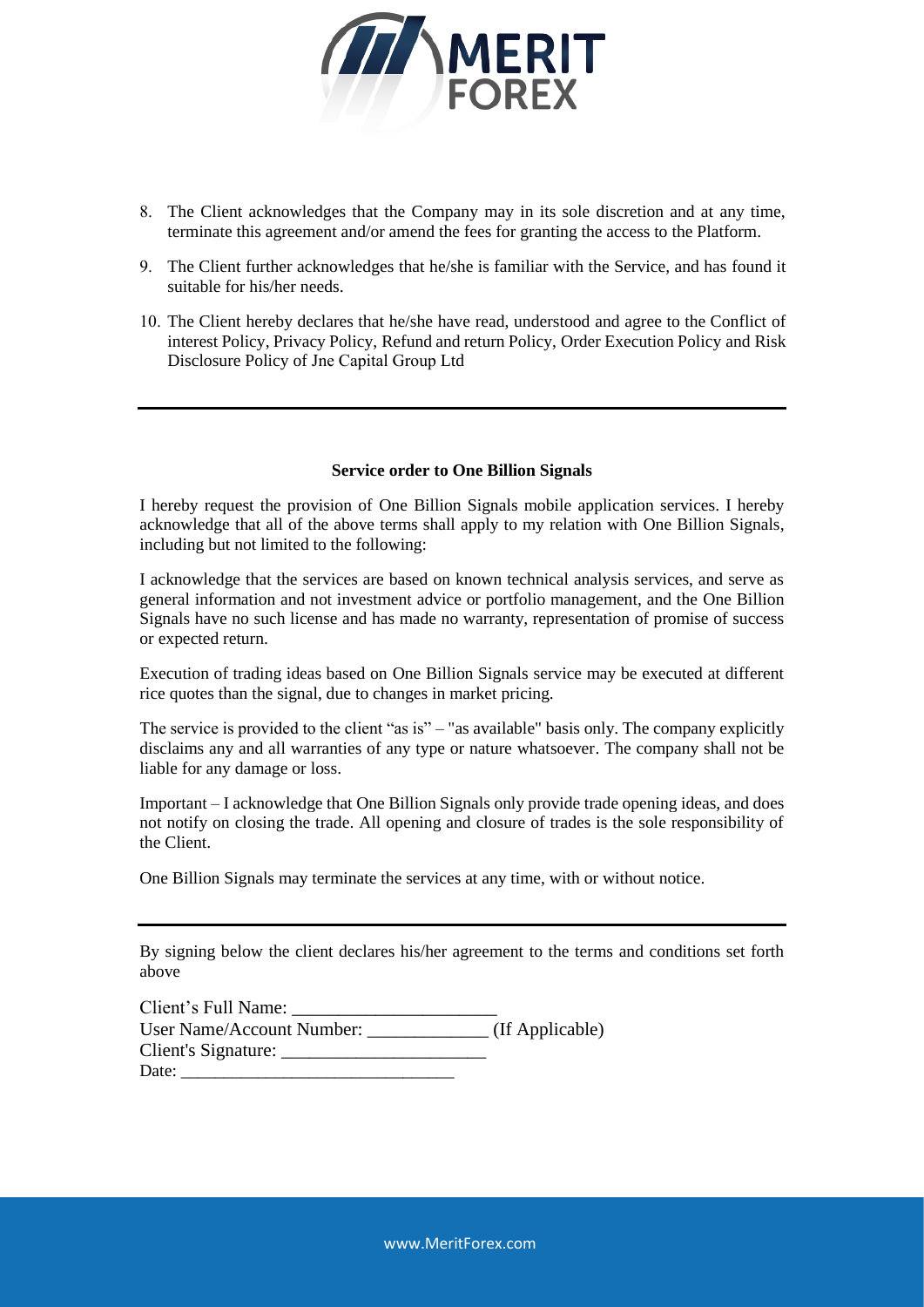8. The Client acknowledges that the Company may in its sole discretion and at any time, terminate this agreement and/or amend the fees for granting the access to the Platform.

9. The Client further acknowledges that he/she is familiar with the Service, and has found it suitable for his/her needs.

10. The Client hereby declares that he/she have read, understood and agree to the Conflict of interest Policy, Privacy Policy, Refund and return Policy, Order Execution Policy and Risk Disclosure Policy of Jne Capital Group Ltd

---

**Service order to One Billion Signals**

I hereby request the provision of One Billion Signals mobile application services. I hereby acknowledge that all of the above terms shall apply to my relation with One Billion Signals, including but not limited to the following:

I acknowledge that the services are based on known technical analysis services, and serve as general information and not investment advice or portfolio management, and the One Billion Signals have no such license and has made no warranty, representation of promise of success or expected return.

Execution of trading ideas based on One Billion Signals service may be executed at different rice quotes than the signal, due to changes in market pricing.

The service is provided to the client "as is" – "as available" basis only. The company explicitly disclaims any and all warranties of any type or nature whatsoever. The company shall not be liable for any damage or loss.

Important – I acknowledge that One Billion Signals only provide trade opening ideas, and does not notify on closing the trade. All opening and closure of trades is the sole responsibility of the Client.

One Billion Signals may terminate the services at any time, with or without notice.

---

By signing below the client declares his/her agreement to the terms and conditions set forth above

Client's Full Name: ______________________
User Name/Account Number: _____________ (If Applicable)
Client's Signature: ______________________
Date: ______________________________